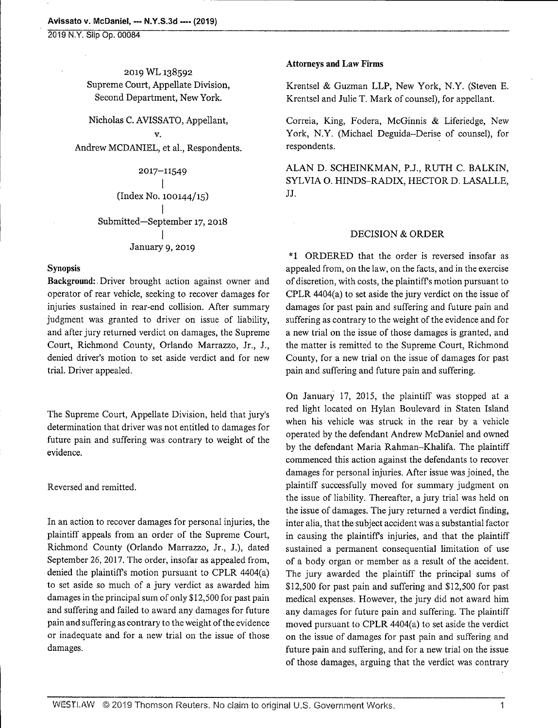2019 WL 138592
Supreme Court, Appellate Division,
Second Department, New York.

Nicholas C. AVISSATO, Appellant,
v.
Andrew MCDANIEL, et al., Respondents.

2017–11549
|
(Index No. 100144/15)
|
Submitted—September 17, 2018
|
January 9, 2019

### Synopsis

**Background:** Driver brought action against owner and operator of rear vehicle, seeking to recover damages for injuries sustained in rear-end collision. After summary judgment was granted to driver on issue of liability, and after jury returned verdict on damages, the Supreme Court, Richmond County, Orlando Marrazzo, Jr., J., denied driver's motion to set aside verdict and for new trial. Driver appealed.

The Supreme Court, Appellate Division, held that jury's determination that driver was not entitled to damages for future pain and suffering was contrary to weight of the evidence.

Reversed and remitted.

In an action to recover damages for personal injuries, the plaintiff appeals from an order of the Supreme Court, Richmond County (Orlando Marrazzo, Jr., J.), dated September 26, 2017. The order, insofar as appealed from, denied the plaintiff's motion pursuant to CPLR 4404(a) to set aside so much of a jury verdict as awarded him damages in the principal sum of only $12,500 for past pain and suffering and failed to award any damages for future pain and suffering as contrary to the weight of the evidence or inadequate and for a new trial on the issue of those damages.

### Attorneys and Law Firms

Krentsel & Guzman LLP, New York, N.Y. (Steven E. Krentsel and Julie T. Mark of counsel), for appellant.

Correia, King, Fodera, McGinnis & Liferiedge, New York, N.Y. (Michael Deguida–Derise of counsel), for respondents.

ALAN D. SCHEINKMAN, P.J., RUTH C. BALKIN, SYLVIA O. HINDS–RADIX, HECTOR D. LASALLE, JJ.

### DECISION & ORDER

*1 ORDERED that the order is reversed insofar as appealed from, on the law, on the facts, and in the exercise of discretion, with costs, the plaintiff's motion pursuant to CPLR 4404(a) to set aside the jury verdict on the issue of damages for past pain and suffering and future pain and suffering as contrary to the weight of the evidence and for a new trial on the issue of those damages is granted, and the matter is remitted to the Supreme Court, Richmond County, for a new trial on the issue of damages for past pain and suffering and future pain and suffering.

On January 17, 2015, the plaintiff was stopped at a red light located on Hylan Boulevard in Staten Island when his vehicle was struck in the rear by a vehicle operated by the defendant Andrew McDaniel and owned by the defendant Maria Rahman–Khalifa. The plaintiff commenced this action against the defendants to recover damages for personal injuries. After issue was joined, the plaintiff successfully moved for summary judgment on the issue of liability. Thereafter, a jury trial was held on the issue of damages. The jury returned a verdict finding, inter alia, that the subject accident was a substantial factor in causing the plaintiff's injuries, and that the plaintiff sustained a permanent consequential limitation of use of a body organ or member as a result of the accident. The jury awarded the plaintiff the principal sums of $12,500 for past pain and suffering and $12,500 for past medical expenses. However, the jury did not award him any damages for future pain and suffering. The plaintiff moved pursuant to CPLR 4404(a) to set aside the verdict on the issue of damages for past pain and suffering and future pain and suffering, and for a new trial on the issue of those damages, arguing that the verdict was contrary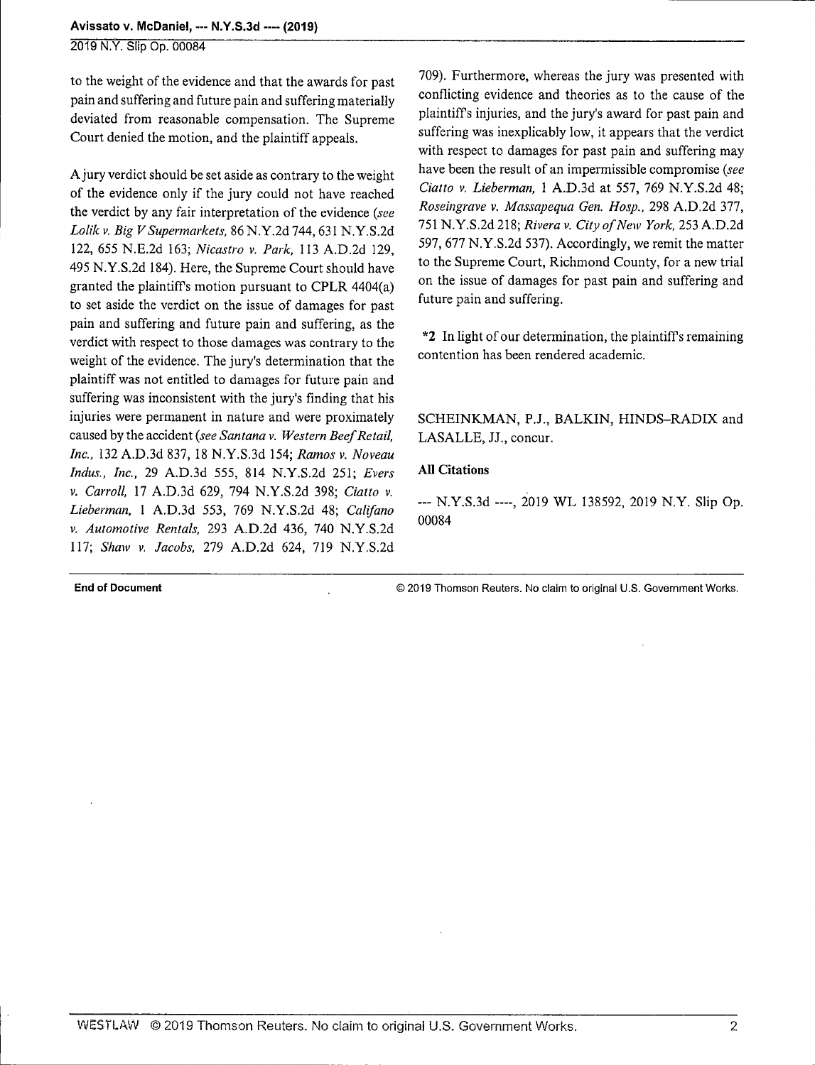to the weight of the evidence and that the awards for past pain and suffering and future pain and suffering materially deviated from reasonable compensation. The Supreme Court denied the motion, and the plaintiff appeals.

A jury verdict should be set aside as contrary to the weight of the evidence only if the jury could not have reached the verdict by any fair interpretation of the evidence (*see Lolik v. Big V Supermarkets,* 86 N.Y.2d 744, 631 N.Y.S.2d 122, 655 N.E.2d 163; *Nicastro v. Park,* 113 A.D.2d 129, 495 N.Y.S.2d 184). Here, the Supreme Court should have granted the plaintiff's motion pursuant to CPLR 4404(a) to set aside the verdict on the issue of damages for past pain and suffering and future pain and suffering, as the verdict with respect to those damages was contrary to the weight of the evidence. The jury's determination that the plaintiff was not entitled to damages for future pain and suffering was inconsistent with the jury's finding that his injuries were permanent in nature and were proximately caused by the accident (*see Santana v. Western Beef Retail, Inc.,* 132 A.D.3d 837, 18 N.Y.S.3d 154; *Ramos v. Noveau Indus., Inc.,* 29 A.D.3d 555, 814 N.Y.S.2d 251; *Evers v. Carroll,* 17 A.D.3d 629, 794 N.Y.S.2d 398; *Ciatto v. Lieberman,* 1 A.D.3d 553, 769 N.Y.S.2d 48; *Califano v. Automotive Rentals,* 293 A.D.2d 436, 740 N.Y.S.2d 117; *Shaw v. Jacobs,* 279 A.D.2d 624, 719 N.Y.S.2d 709). Furthermore, whereas the jury was presented with conflicting evidence and theories as to the cause of the plaintiff's injuries, and the jury's award for past pain and suffering was inexplicably low, it appears that the verdict with respect to damages for past pain and suffering may have been the result of an impermissible compromise (*see Ciatto v. Lieberman,* 1 A.D.3d at 557, 769 N.Y.S.2d 48; *Roseingrave v. Massapequa Gen. Hosp.,* 298 A.D.2d 377, 751 N.Y.S.2d 218; *Rivera v. City of New York,* 253 A.D.2d 597, 677 N.Y.S.2d 537). Accordingly, we remit the matter to the Supreme Court, Richmond County, for a new trial on the issue of damages for past pain and suffering and future pain and suffering.

**\*2** In light of our determination, the plaintiff's remaining contention has been rendered academic.

SCHEINKMAN, P.J., BALKIN, HINDS–RADIX and LASALLE, JJ., concur.

**All Citations**

--- N.Y.S.3d ----, 2019 WL 138592, 2019 N.Y. Slip Op. 00084

**End of Document**

© 2019 Thomson Reuters. No claim to original U.S. Government Works.